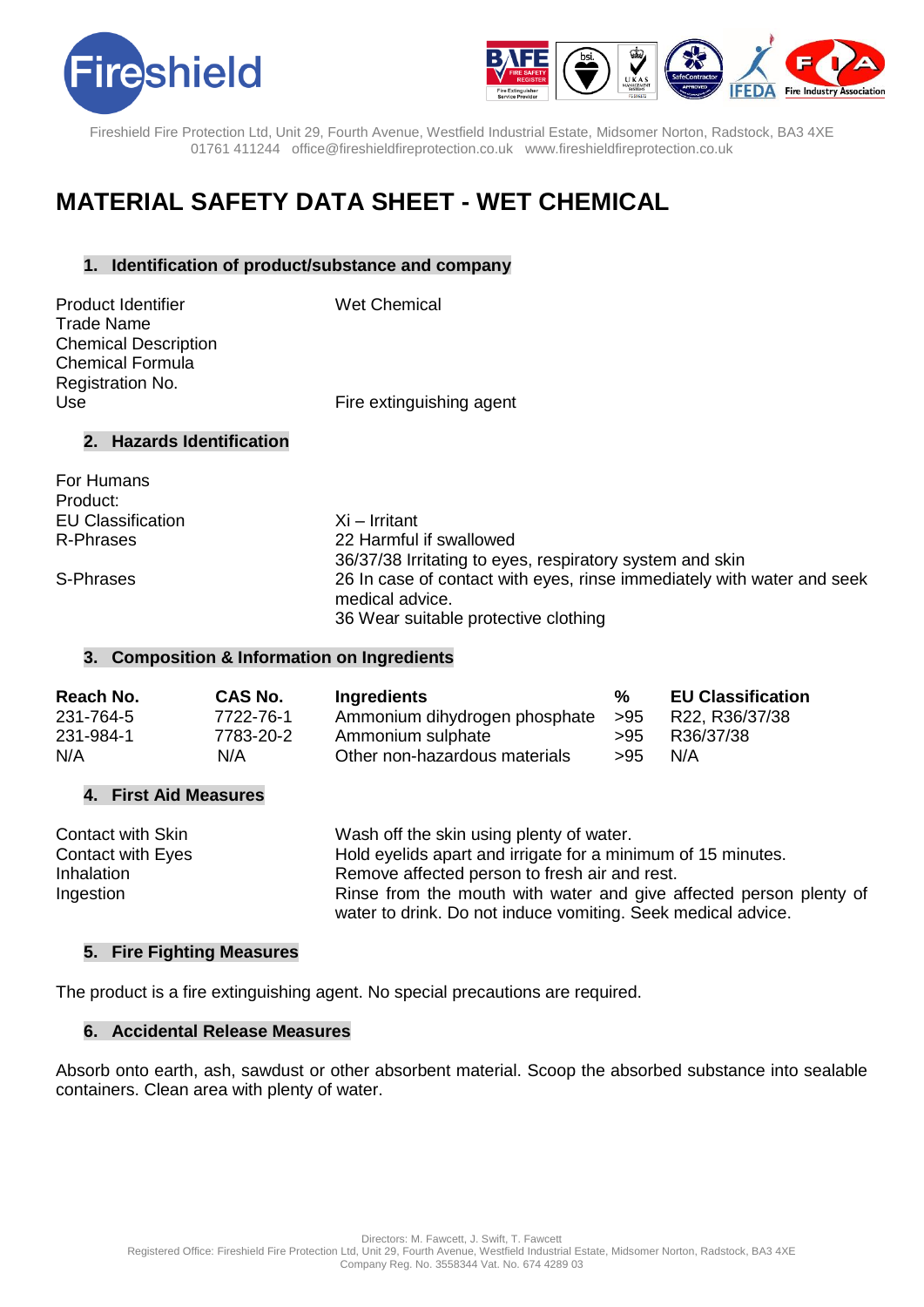Fireshield Fire Protection Ltd, Unit 29, Fourth Avenue, Westfield Industrial Estate, Midsomer Norton, Radstock, BA3 4XE
01761 411244 office@fireshieldfireprotection.co.uk www.fireshieldfireprotection.co.uk

# MATERIAL SAFETY DATA SHEET - WET CHEMICAL

## 1. Identification of product/substance and company

| | |
|---|---|
| Product Identifier | Wet Chemical |
| Trade Name | |
| Chemical Description | |
| Chemical Formula | |
| Registration No. | |
| Use | Fire extinguishing agent |

## 2. Hazards Identification

For Humans
Product:

| | |
|---|---|
| EU Classification | Xi – Irritant |
| R-Phrases | 22 Harmful if swallowed<br>36/37/38 Irritating to eyes, respiratory system and skin |
| S-Phrases | 26 In case of contact with eyes, rinse immediately with water and seek medical advice.<br>36 Wear suitable protective clothing |

## 3. Composition & Information on Ingredients

| Reach No. | CAS No. | Ingredients | % | EU Classification |
|---|---|---|---|---|
| 231-764-5 | 7722-76-1 | Ammonium dihydrogen phosphate | >95 | R22, R36/37/38 |
| 231-984-1 | 7783-20-2 | Ammonium sulphate | >95 | R36/37/38 |
| N/A | N/A | Other non-hazardous materials | >95 | N/A |

## 4. First Aid Measures

| | |
|---|---|
| Contact with Skin | Wash off the skin using plenty of water. |
| Contact with Eyes | Hold eyelids apart and irrigate for a minimum of 15 minutes. |
| Inhalation | Remove affected person to fresh air and rest. |
| Ingestion | Rinse from the mouth with water and give affected person plenty of water to drink. Do not induce vomiting. Seek medical advice. |

## 5. Fire Fighting Measures

The product is a fire extinguishing agent. No special precautions are required.

## 6. Accidental Release Measures

Absorb onto earth, ash, sawdust or other absorbent material. Scoop the absorbed substance into sealable containers. Clean area with plenty of water.

Directors: M. Fawcett, J. Swift, T. Fawcett
Registered Office: Fireshield Fire Protection Ltd, Unit 29, Fourth Avenue, Westfield Industrial Estate, Midsomer Norton, Radstock, BA3 4XE
Company Reg. No. 3558344 Vat. No. 674 4289 03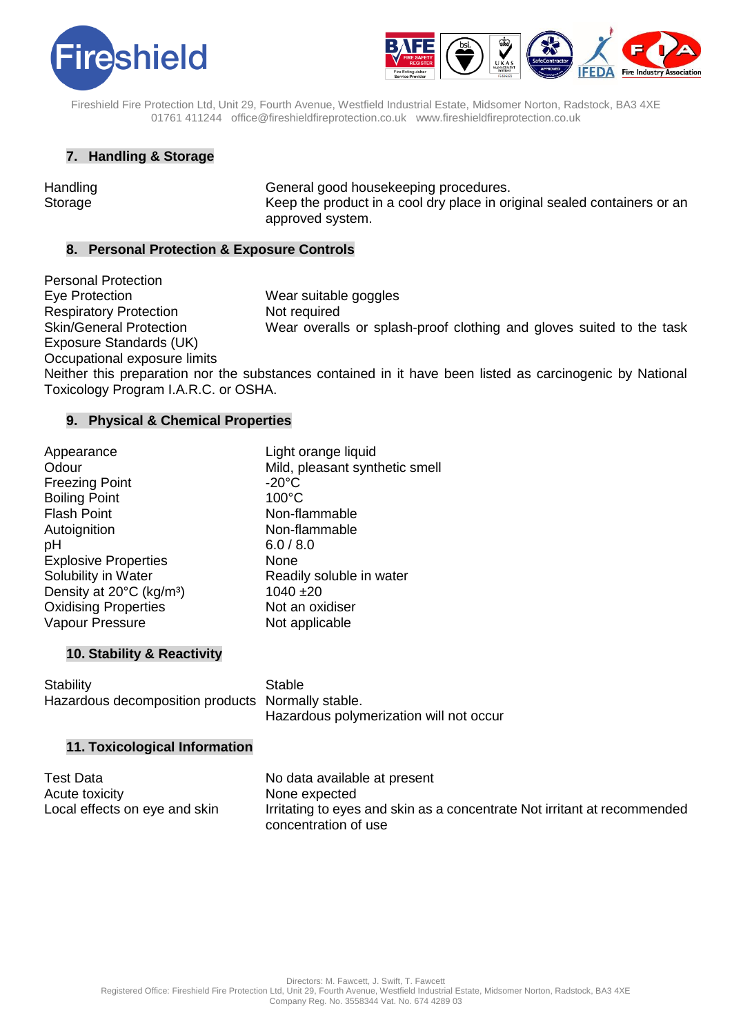## 7. Handling & Storage

| | |
|---|---|
| Handling | General good housekeeping procedures. |
| Storage | Keep the product in a cool dry place in original sealed containers or an approved system. |

## 8. Personal Protection & Exposure Controls

Personal Protection

| | |
|---|---|
| Eye Protection | Wear suitable goggles |
| Respiratory Protection | Not required |
| Skin/General Protection | Wear overalls or splash-proof clothing and gloves suited to the task |

Exposure Standards (UK)

Occupational exposure limits

Neither this preparation nor the substances contained in it have been listed as carcinogenic by National Toxicology Program I.A.R.C. or OSHA.

## 9. Physical & Chemical Properties

| | |
|---|---|
| Appearance | Light orange liquid |
| Odour | Mild, pleasant synthetic smell |
| Freezing Point | -20°C |
| Boiling Point | 100°C |
| Flash Point | Non-flammable |
| Autoignition | Non-flammable |
| pH | 6.0 / 8.0 |
| Explosive Properties | None |
| Solubility in Water | Readily soluble in water |
| Density at 20°C (kg/m³) | 1040 ±20 |
| Oxidising Properties | Not an oxidiser |
| Vapour Pressure | Not applicable |

## 10. Stability & Reactivity

| | |
|---|---|
| Stability | Stable |
| Hazardous decomposition products | Normally stable. Hazardous polymerization will not occur |

## 11. Toxicological Information

| | |
|---|---|
| Test Data | No data available at present |
| Acute toxicity | None expected |
| Local effects on eye and skin | Irritating to eyes and skin as a concentrate Not irritant at recommended concentration of use |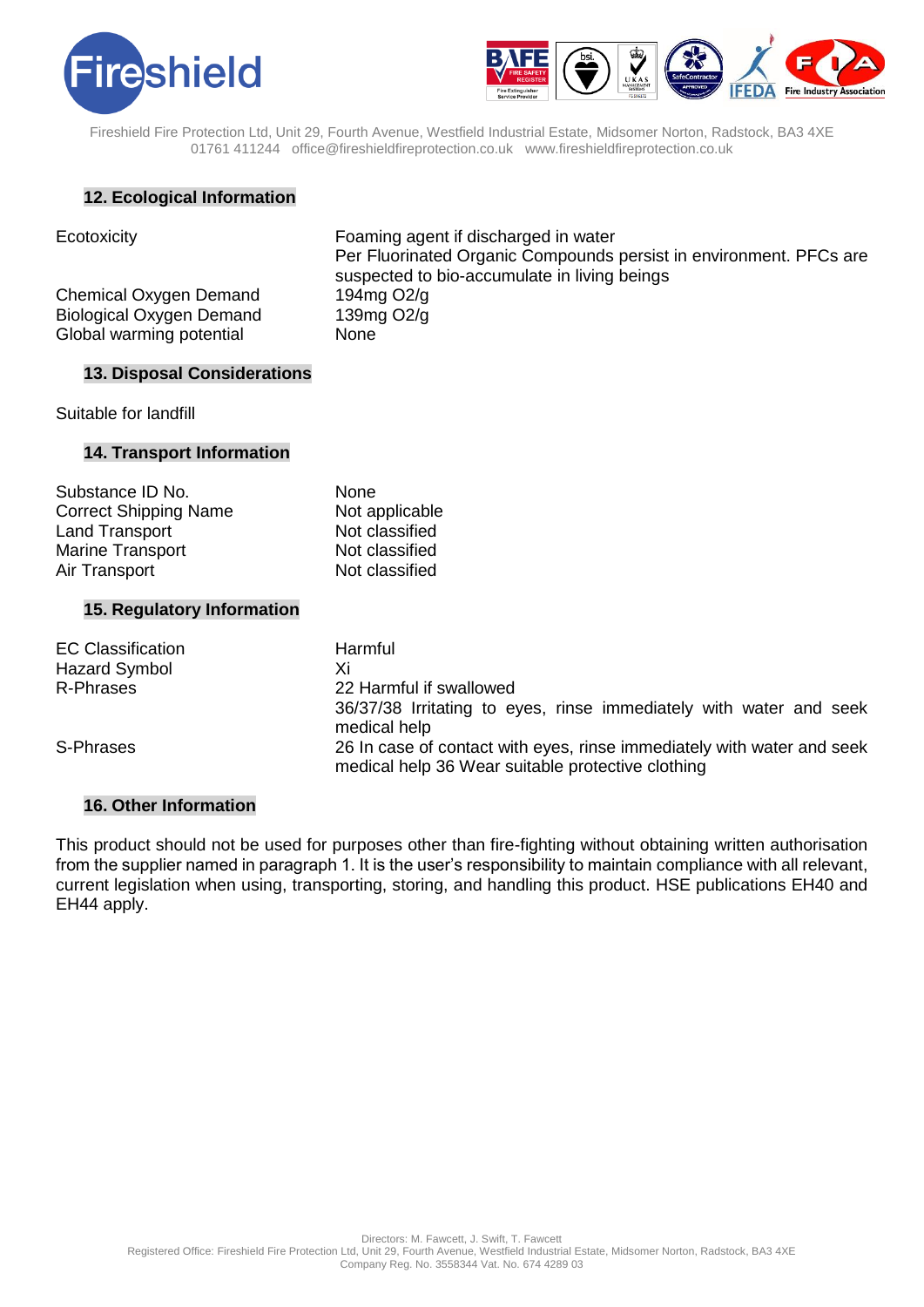## 12. Ecological Information

| | |
|---|---|
| Ecotoxicity | Foaming agent if discharged in water<br>Per Fluorinated Organic Compounds persist in environment. PFCs are suspected to bio-accumulate in living beings |
| Chemical Oxygen Demand | 194mg O2/g |
| Biological Oxygen Demand | 139mg O2/g |
| Global warming potential | None |

## 13. Disposal Considerations

Suitable for landfill

## 14. Transport Information

| | |
|---|---|
| Substance ID No. | None |
| Correct Shipping Name | Not applicable |
| Land Transport | Not classified |
| Marine Transport | Not classified |
| Air Transport | Not classified |

## 15. Regulatory Information

| | |
|---|---|
| EC Classification | Harmful |
| Hazard Symbol | Xi |
| R-Phrases | 22 Harmful if swallowed<br>36/37/38 Irritating to eyes, rinse immediately with water and seek medical help |
| S-Phrases | 26 In case of contact with eyes, rinse immediately with water and seek medical help 36 Wear suitable protective clothing |

## 16. Other Information

This product should not be used for purposes other than fire-fighting without obtaining written authorisation from the supplier named in paragraph 1. It is the user's responsibility to maintain compliance with all relevant, current legislation when using, transporting, storing, and handling this product. HSE publications EH40 and EH44 apply.